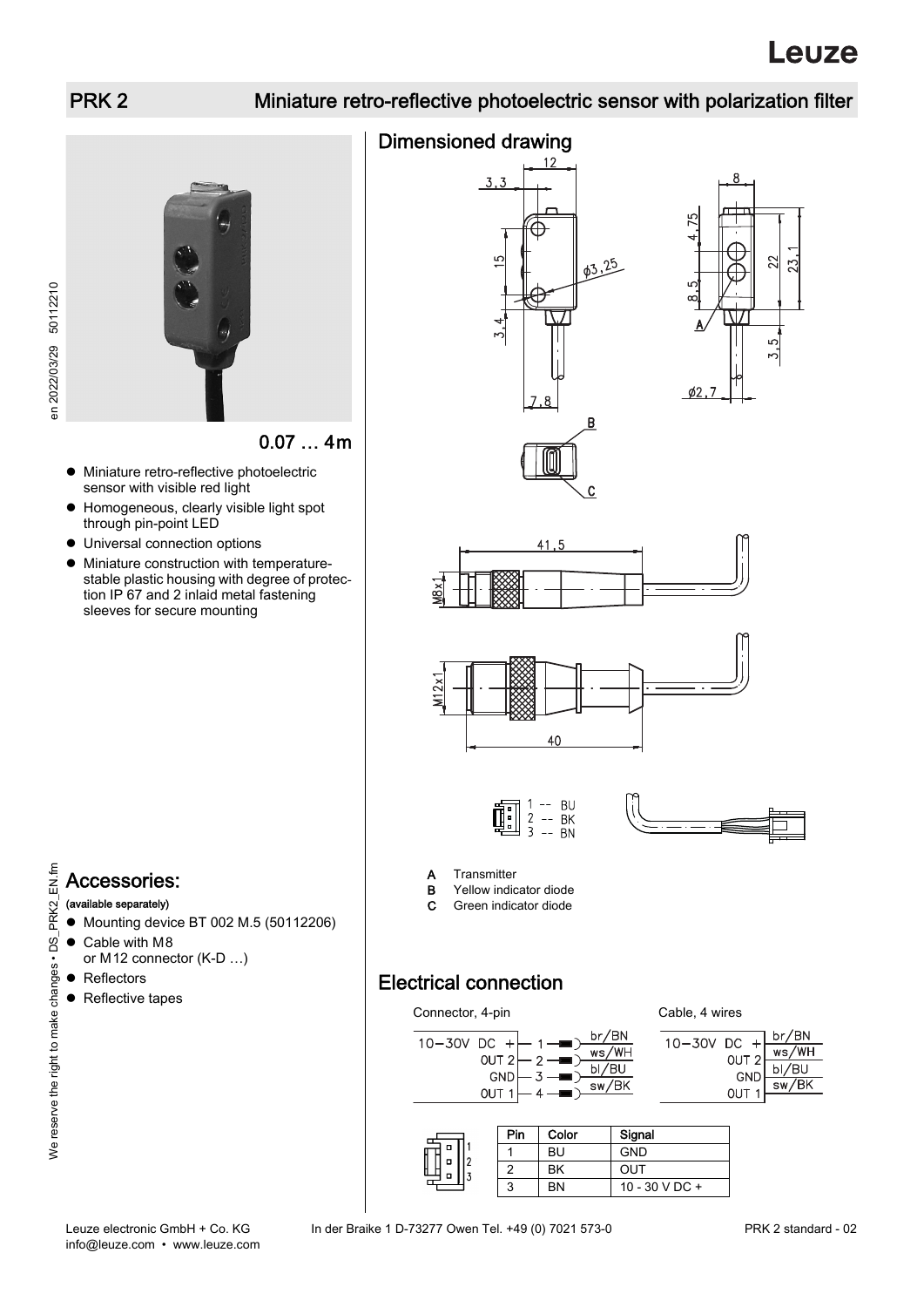# PRK 2 — Miniature retro-reflective photoelectric sensor with polarization filter

0.07 … 4m

- Miniature retro-reflective photoelectric sensor with visible red light
- Homogeneous, clearly visible light spot through pin-point LED
- Universal connection options
- Miniature construction with temperature-stable plastic housing with degree of protection IP 67 and 2 inlaid metal fastening sleeves for secure mounting

## Dimensioned drawing

- **A** Transmitter
- **B** Yellow indicator diode
- **C** Green indicator diode

## Accessories:

(available separately)

- Mounting device BT 002 M.5 (50112206)
- Cable with M8 or M12 connector (K-D …)
- Reflectors
- Reflective tapes

## Electrical connection

Connector, 4-pin

| Signal | Pin | Color |
|---|---|---|
| 10–30V DC + | 1 | br/BN |
| OUT 2 | 2 | ws/WH |
| GND | 3 | bl/BU |
| OUT 1 | 4 | sw/BK |

Cable, 4 wires

| Signal | Color |
|---|---|
| 10–30V DC + | br/BN |
| OUT 2 | ws/WH |
| GND | bl/BU |
| OUT 1 | sw/BK |

| Pin | Color | Signal |
|---|---|---|
| 1 | BU | GND |
| 2 | BK | OUT |
| 3 | BN | 10 - 30 V DC + |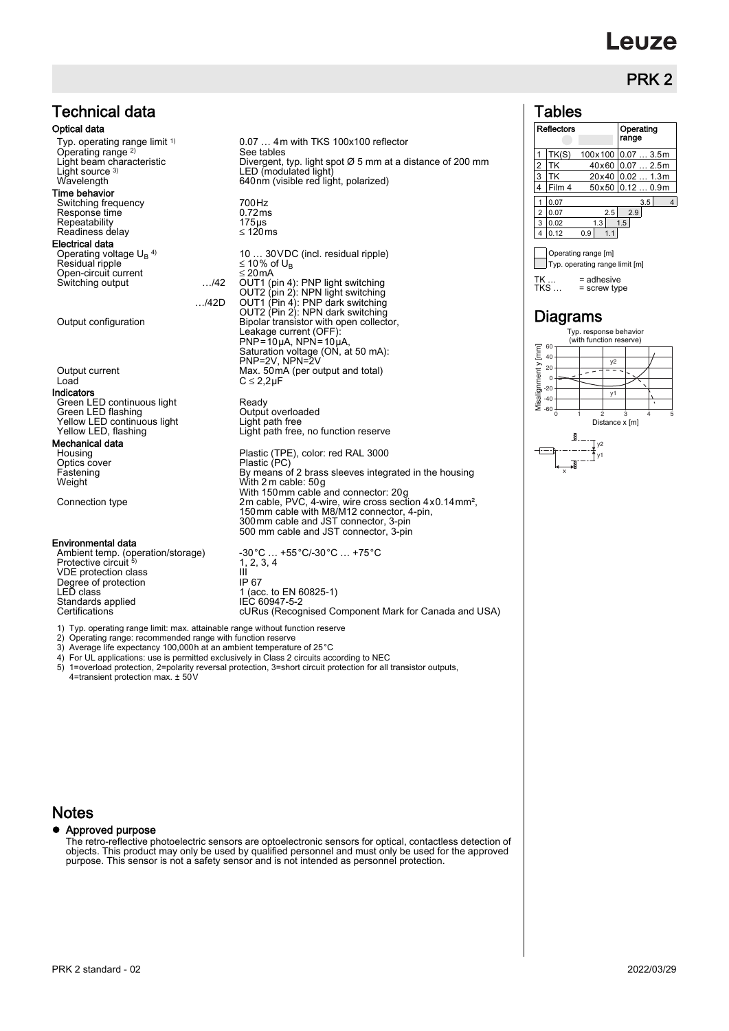## Technical data

### Optical data

| | |
|---|---|
| Typ. operating range limit [1] | 0.07 … 4m with TKS 100x100 reflector |
| Operating range [2] | See tables |
| Light beam characteristic | Divergent, typ. light spot Ø 5 mm at a distance of 200 mm |
| Light source [3] | LED (modulated light) |
| Wavelength | 640nm (visible red light, polarized) |

### Time behavior

| | |
|---|---|
| Switching frequency | 700Hz |
| Response time | 0.72ms |
| Repeatability | 175µs |
| Readiness delay | ≤ 120ms |

### Electrical data

| | | |
|---|---|---|
| Operating voltage $U_B$ [4] | | 10 … 30VDC (incl. residual ripple) |
| Residual ripple | | ≤ 10% of $U_B$ |
| Open-circuit current | | ≤ 20mA |
| Switching output | …/42 | OUT1 (pin 4): PNP light switching<br>OUT2 (pin 2): NPN light switching |
| | …/42D | OUT1 (Pin 4): PNP dark switching<br>OUT2 (Pin 2): NPN dark switching |
| Output configuration | | Bipolar transistor with open collector,<br>Leakage current (OFF):<br>PNP=10µA, NPN=10µA,<br>Saturation voltage (ON, at 50 mA):<br>PNP=2V, NPN=2V |
| Output current | | Max. 50mA (per output and total) |
| Load | | C ≤ 2,2µF |

### Indicators

| | |
|---|---|
| Green LED continuous light | Ready |
| Green LED flashing | Output overloaded |
| Yellow LED continuous light | Light path free |
| Yellow LED, flashing | Light path free, no function reserve |

### Mechanical data

| | |
|---|---|
| Housing | Plastic (TPE), color: red RAL 3000 |
| Optics cover | Plastic (PC) |
| Fastening | By means of 2 brass sleeves integrated in the housing |
| Weight | With 2m cable: 50g<br>With 150mm cable and connector: 20g |
| Connection type | 2m cable, PVC, 4-wire, wire cross section 4x0.14mm²,<br>150mm cable with M8/M12 connector, 4-pin,<br>300mm cable and JST connector, 3-pin<br>500 mm cable and JST connector, 3-pin |

### Environmental data

| | |
|---|---|
| Ambient temp. (operation/storage) | -30°C … +55°C/-30°C … +75°C |
| Protective circuit [5] | 1, 2, 3, 4 |
| VDE protection class | III |
| Degree of protection | IP 67 |
| LED class | 1 (acc. to EN 60825-1) |
| Standards applied | IEC 60947-5-2 |
| Certifications | cURus (Recognised Component Mark for Canada and USA) |

1) Typ. operating range limit: max. attainable range without function reserve
2) Operating range: recommended range with function reserve
3) Average life expectancy 100,000h at an ambient temperature of 25°C
4) For UL applications: use is permitted exclusively in Class 2 circuits according to NEC
5) 1=overload protection, 2=polarity reversal protection, 3=short circuit protection for all transistor outputs, 4=transient protection max. ± 50V

## Tables

| | Reflectors | | Operating range |
|---|---|---|---|
| 1 | TK(S) | 100x100 | 0.07 … 3.5m |
| 2 | TK | 40x60 | 0.07 … 2.5m |
| 3 | TK | 20x40 | 0.02 … 1.3m |
| 4 | Film 4 | 50x50 | 0.12 … 0.9m |

| | Operating range [m] | Typ. operating range limit [m] |
|---|---|---|
| 1 | 0.07 … 3.5 | 4 |
| 2 | 0.07 … 2.5 | 2.9 |
| 3 | 0.02 … 1.3 | 1.5 |
| 4 | 0.12 … 0.9 | 1.1 |

Operating range [m]
Typ. operating range limit [m]

TK … = adhesive
TKS … = screw type

## Diagrams

Typ. response behavior (with function reserve)

Misalignment y [mm]; Distance x [m]; y1, y2

## Notes

- **Approved purpose**
  The retro-reflective photoelectric sensors are optoelectronic sensors for optical, contactless detection of objects. This product may only be used by qualified personnel and must only be used for the approved purpose. This sensor is not a safety sensor and is not intended as personnel protection.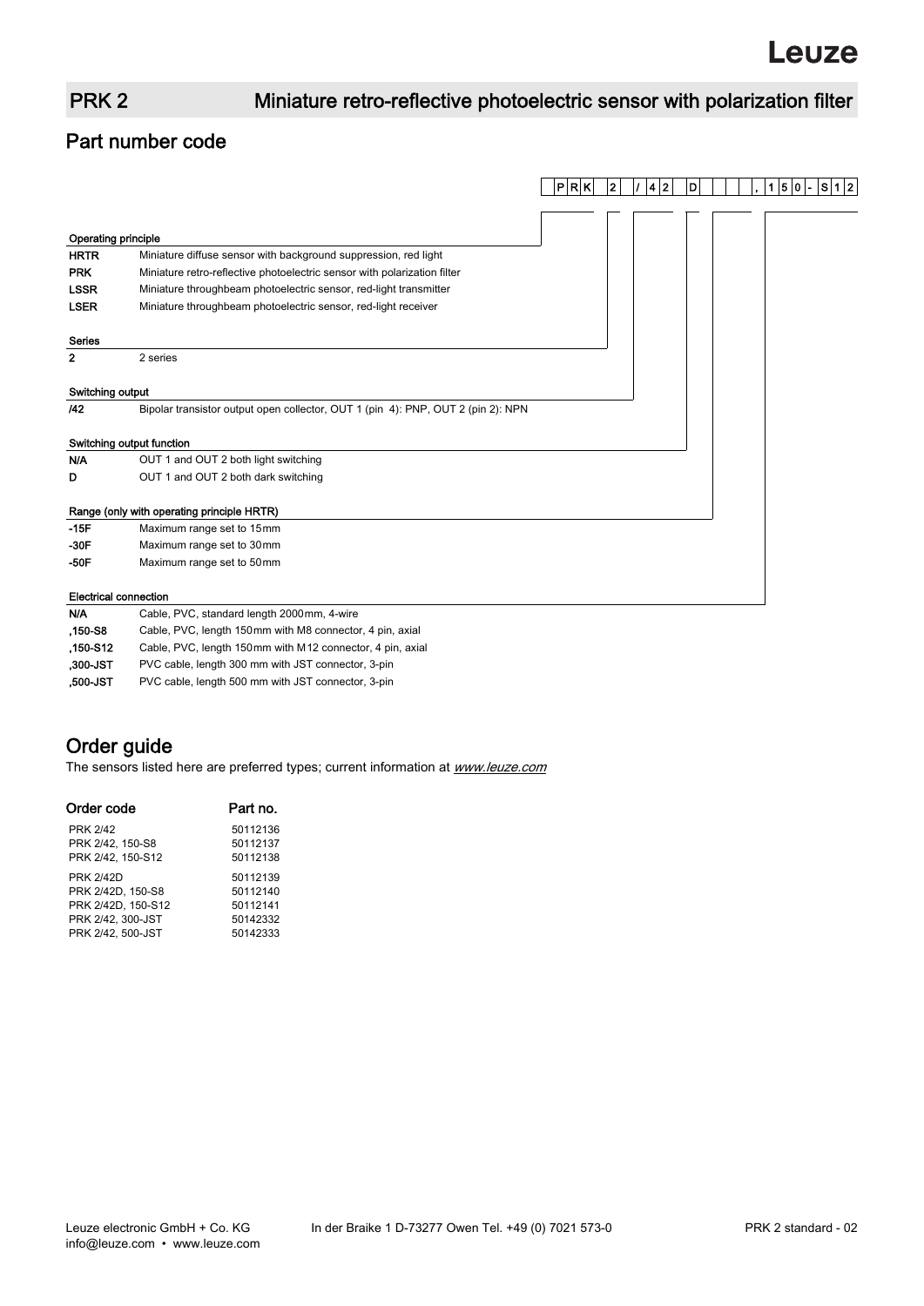# PRK 2 Miniature retro-reflective photoelectric sensor with polarization filter

## Part number code

P R K 2 / 4 2 D , 1 5 0 - S 1 2

**Operating principle**

| | |
|---|---|
| **HRTR** | Miniature diffuse sensor with background suppression, red light |
| **PRK** | Miniature retro-reflective photoelectric sensor with polarization filter |
| **LSSR** | Miniature throughbeam photoelectric sensor, red-light transmitter |
| **LSER** | Miniature throughbeam photoelectric sensor, red-light receiver |

**Series**

| | |
|---|---|
| **2** | 2 series |

**Switching output**

| | |
|---|---|
| **/42** | Bipolar transistor output open collector, OUT 1 (pin 4): PNP, OUT 2 (pin 2): NPN |

**Switching output function**

| | |
|---|---|
| **N/A** | OUT 1 and OUT 2 both light switching |
| **D** | OUT 1 and OUT 2 both dark switching |

**Range (only with operating principle HRTR)**

| | |
|---|---|
| **-15F** | Maximum range set to 15mm |
| **-30F** | Maximum range set to 30mm |
| **-50F** | Maximum range set to 50mm |

**Electrical connection**

| | |
|---|---|
| **N/A** | Cable, PVC, standard length 2000mm, 4-wire |
| **,150-S8** | Cable, PVC, length 150mm with M8 connector, 4 pin, axial |
| **,150-S12** | Cable, PVC, length 150mm with M12 connector, 4 pin, axial |
| **,300-JST** | PVC cable, length 300 mm with JST connector, 3-pin |
| **,500-JST** | PVC cable, length 500 mm with JST connector, 3-pin |

## Order guide

The sensors listed here are preferred types; current information at *www.leuze.com*

| Order code | Part no. |
|---|---|
| PRK 2/42 | 50112136 |
| PRK 2/42, 150-S8 | 50112137 |
| PRK 2/42, 150-S12 | 50112138 |
| PRK 2/42D | 50112139 |
| PRK 2/42D, 150-S8 | 50112140 |
| PRK 2/42D, 150-S12 | 50112141 |
| PRK 2/42, 300-JST | 50142332 |
| PRK 2/42, 500-JST | 50142333 |